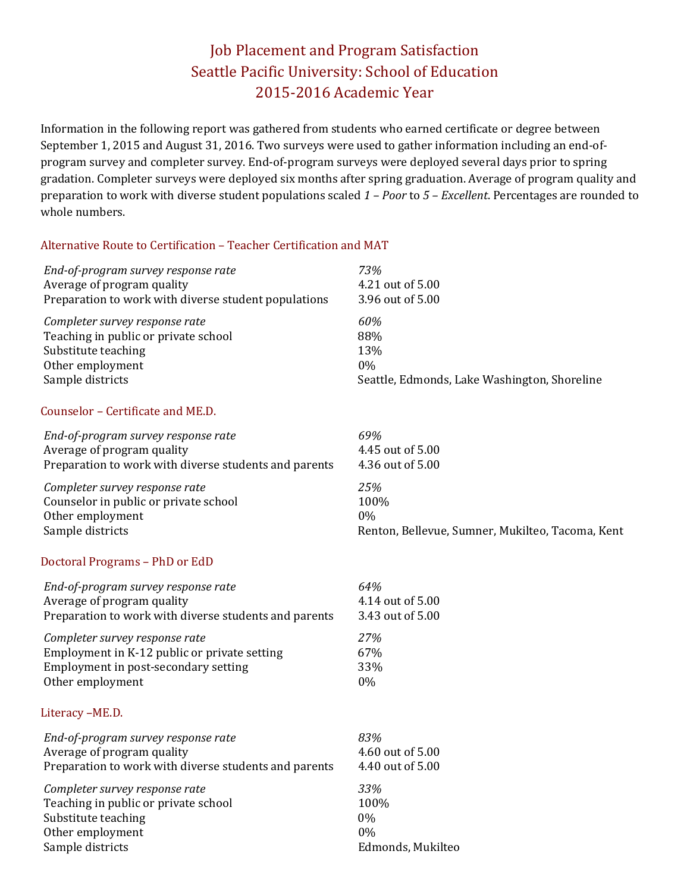# Job Placement and Program Satisfaction
# Seattle Pacific University: School of Education
# 2015-2016 Academic Year

Information in the following report was gathered from students who earned certificate or degree between September 1, 2015 and August 31, 2016. Two surveys were used to gather information including an end-of-program survey and completer survey. End-of-program surveys were deployed several days prior to spring gradation. Completer surveys were deployed six months after spring graduation. Average of program quality and preparation to work with diverse student populations scaled *1 – Poor* to *5 – Excellent*. Percentages are rounded to whole numbers.

## Alternative Route to Certification – Teacher Certification and MAT

| | |
|---|---|
| *End-of-program survey response rate* | *73%* |
| Average of program quality | 4.21 out of 5.00 |
| Preparation to work with diverse student populations | 3.96 out of 5.00 |
| *Completer survey response rate* | *60%* |
| Teaching in public or private school | 88% |
| Substitute teaching | 13% |
| Other employment | 0% |
| Sample districts | Seattle, Edmonds, Lake Washington, Shoreline |

## Counselor – Certificate and ME.D.

| | |
|---|---|
| *End-of-program survey response rate* | *69%* |
| Average of program quality | 4.45 out of 5.00 |
| Preparation to work with diverse students and parents | 4.36 out of 5.00 |
| *Completer survey response rate* | *25%* |
| Counselor in public or private school | 100% |
| Other employment | 0% |
| Sample districts | Renton, Bellevue, Sumner, Mukilteo, Tacoma, Kent |

## Doctoral Programs – PhD or EdD

| | |
|---|---|
| *End-of-program survey response rate* | *64%* |
| Average of program quality | 4.14 out of 5.00 |
| Preparation to work with diverse students and parents | 3.43 out of 5.00 |
| *Completer survey response rate* | *27%* |
| Employment in K-12 public or private setting | 67% |
| Employment in post-secondary setting | 33% |
| Other employment | 0% |

## Literacy –ME.D.

| | |
|---|---|
| *End-of-program survey response rate* | *83%* |
| Average of program quality | 4.60 out of 5.00 |
| Preparation to work with diverse students and parents | 4.40 out of 5.00 |
| *Completer survey response rate* | *33%* |
| Teaching in public or private school | 100% |
| Substitute teaching | 0% |
| Other employment | 0% |
| Sample districts | Edmonds, Mukilteo |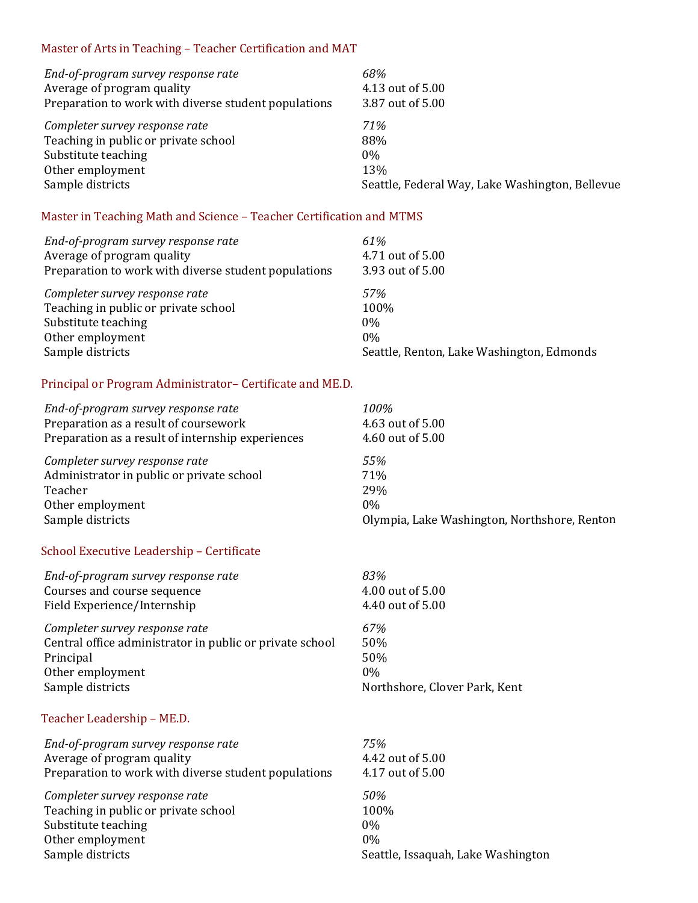### Master of Arts in Teaching – Teacher Certification and MAT

| | |
|---|---|
| *End-of-program survey response rate* | *68%* |
| Average of program quality | 4.13 out of 5.00 |
| Preparation to work with diverse student populations | 3.87 out of 5.00 |
| *Completer survey response rate* | *71%* |
| Teaching in public or private school | 88% |
| Substitute teaching | 0% |
| Other employment | 13% |
| Sample districts | Seattle, Federal Way, Lake Washington, Bellevue |

### Master in Teaching Math and Science – Teacher Certification and MTMS

| | |
|---|---|
| *End-of-program survey response rate* | *61%* |
| Average of program quality | 4.71 out of 5.00 |
| Preparation to work with diverse student populations | 3.93 out of 5.00 |
| *Completer survey response rate* | *57%* |
| Teaching in public or private school | 100% |
| Substitute teaching | 0% |
| Other employment | 0% |
| Sample districts | Seattle, Renton, Lake Washington, Edmonds |

### Principal or Program Administrator– Certificate and ME.D.

| | |
|---|---|
| *End-of-program survey response rate* | *100%* |
| Preparation as a result of coursework | 4.63 out of 5.00 |
| Preparation as a result of internship experiences | 4.60 out of 5.00 |
| *Completer survey response rate* | *55%* |
| Administrator in public or private school | 71% |
| Teacher | 29% |
| Other employment | 0% |
| Sample districts | Olympia, Lake Washington, Northshore, Renton |

### School Executive Leadership – Certificate

| | |
|---|---|
| *End-of-program survey response rate* | *83%* |
| Courses and course sequence | 4.00 out of 5.00 |
| Field Experience/Internship | 4.40 out of 5.00 |
| *Completer survey response rate* | *67%* |
| Central office administrator in public or private school | 50% |
| Principal | 50% |
| Other employment | 0% |
| Sample districts | Northshore, Clover Park, Kent |

### Teacher Leadership – ME.D.

| | |
|---|---|
| *End-of-program survey response rate* | *75%* |
| Average of program quality | 4.42 out of 5.00 |
| Preparation to work with diverse student populations | 4.17 out of 5.00 |
| *Completer survey response rate* | *50%* |
| Teaching in public or private school | 100% |
| Substitute teaching | 0% |
| Other employment | 0% |
| Sample districts | Seattle, Issaquah, Lake Washington |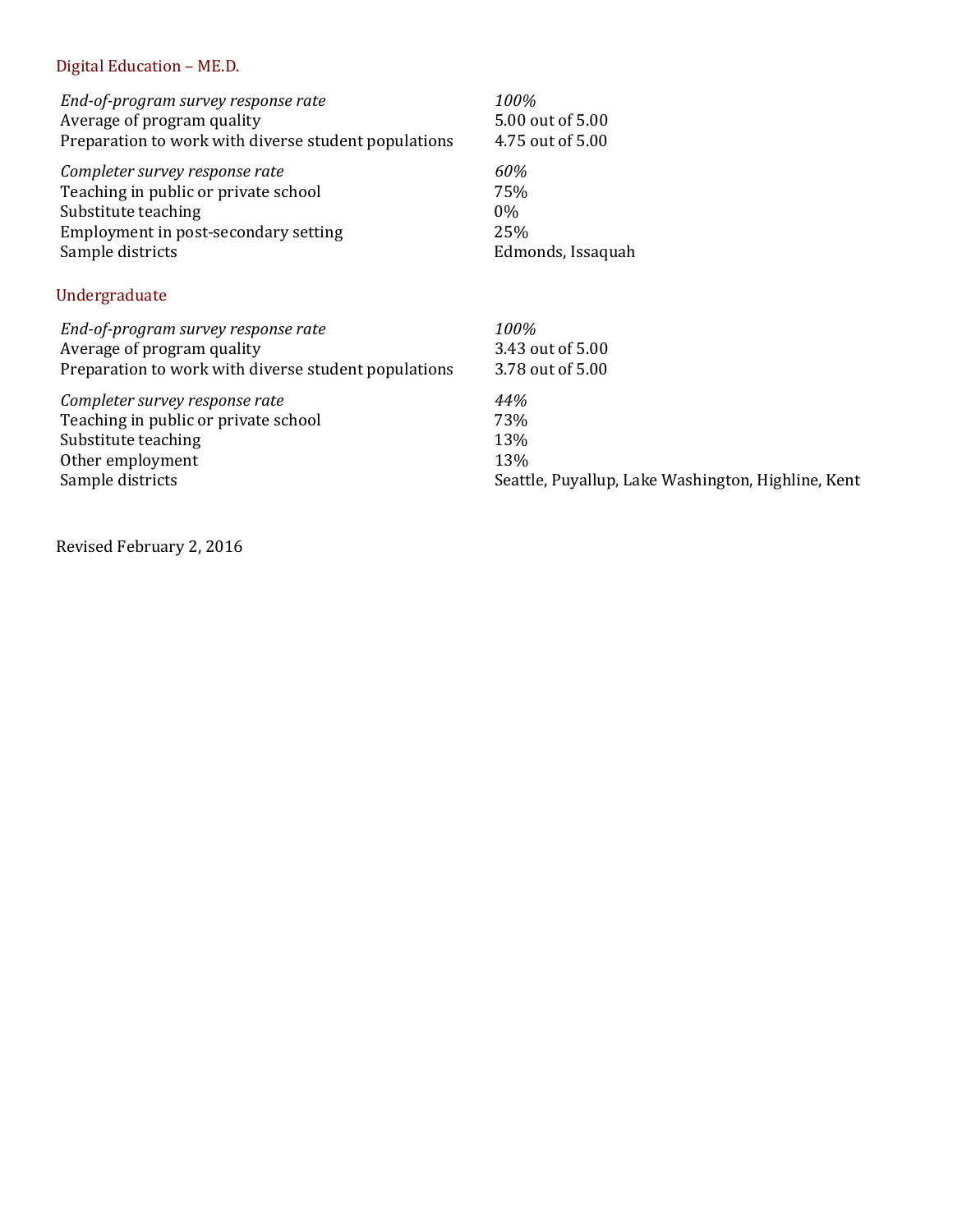## Digital Education – ME.D.

| | |
|---|---|
| *End-of-program survey response rate* | *100%* |
| Average of program quality | 5.00 out of 5.00 |
| Preparation to work with diverse student populations | 4.75 out of 5.00 |
| *Completer survey response rate* | *60%* |
| Teaching in public or private school | 75% |
| Substitute teaching | 0% |
| Employment in post-secondary setting | 25% |
| Sample districts | Edmonds, Issaquah |

## Undergraduate

| | |
|---|---|
| *End-of-program survey response rate* | *100%* |
| Average of program quality | 3.43 out of 5.00 |
| Preparation to work with diverse student populations | 3.78 out of 5.00 |
| *Completer survey response rate* | *44%* |
| Teaching in public or private school | 73% |
| Substitute teaching | 13% |
| Other employment | 13% |
| Sample districts | Seattle, Puyallup, Lake Washington, Highline, Kent |

Revised February 2, 2016